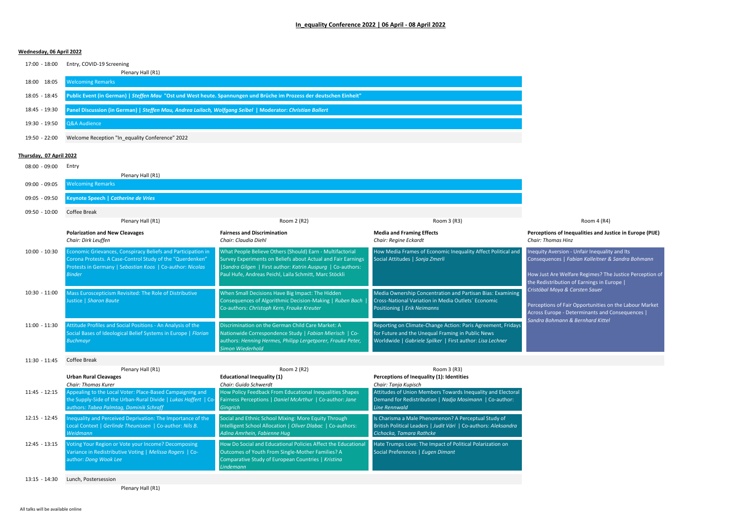# In_equality Conference 2022 | 06 April - 08 April 2022

## Wednesday, 06 April 2022

| Time | Plenary Hall (R1) |
|---|---|
| 17:00 - 18:00 | Entry, COVID-19 Screening |
| 18:00 - 18:05 | Welcoming Remarks |
| 18:05 - 18:45 | **Public Event (in German) \| *Steffen Mau* "Ost und West heute. Spannungen und Brüche im Prozess der deutschen Einheit"** |
| 18:45 - 19:30 | **Panel Discussion (in German) \| *Steffen Mau, Andrea Lailach, Wolfgang Seibel* \| Moderator: *Christian Bollert*** |
| 19:30 - 19:50 | Q&A Audience |
| 19:50 - 22:00 | Welcome Reception "In_equality Conference" 2022 |

## Thursday, 07 April 2022

| Time | Plenary Hall (R1) |
|---|---|
| 08:00 - 09:00 | Entry |
| 09:00 - 09:05 | Welcoming Remarks |
| 09:05 - 09:50 | **Keynote Speech \| *Catherine de Vries*** |
| 09:50 - 10:00 | Coffee Break |

| Time | Plenary Hall (R1) | Room 2 (R2) | Room 3 (R3) | Room 4 (R4) |
|---|---|---|---|---|
| | **Polarization and New Cleavages** *Chair: Dirk Leuffen* | **Fairness and Discrimination** *Chair: Claudia Diehl* | **Media and Framing Effects** *Chair: Regine Eckardt* | **Perceptions of Inequalities and Justice in Europe (PIJE)** *Chair: Thomas Hinz* |
| 10:00 - 10:30 | Economic Grievances, Conspiracy Beliefs and Participation in Corona Protests. A Case-Control Study of the "Querdenken" Protests in Germany \| *Sebastian Koos* \| Co-author: *Nicolas Binder* | What People Believe Others (Should) Earn - Multifactorial Survey Experiments on Beliefs about Actual and Fair Earnings \|*Sandra Gilgen* \| First author: *Katrin Auspurg* \| Co-authors: Paul Hufe, Andreas Peichl, Laila Schmitt, Marc Stöckli | How Media Frames of Economic Inequality Affect Political and Social Attitudes \| *Sonja Zmerli* | Inequity Aversion - Unfair Inequality and Its Consequences \| *Fabian Kalleitner & Sandra Bohmann*<br><br>How Just Are Welfare Regimes? The Justice Perception of the Redistribution of Earnings in Europe \| *Cristóbal Moya & Carsten Sauer*<br><br>Perceptions of Fair Opportunities on the Labour Market Across Europe - Determinants and Consequences \| *Sandra Bohmann & Bernhard Kittel* |
| 10:30 - 11:00 | Mass Euroscepticism Revisited: The Role of Distributive Justice \| *Sharon Baute* | When Small Decisions Have Big Impact: The Hidden Consequences of Algorithmic Decision-Making \| *Ruben Bach* \| Co-authors: *Christoph Kern, Frauke Kreuter* | Media Ownership Concentration and Partisan Bias: Examining Cross-National Variation in Media Outlets´ Economic Positioning \| *Erik Neimanns* | |
| 11:00 - 11:30 | Attitude Profiles and Social Positions - An Analysis of the Social Bases of Ideological Belief Systems in Europe \| *Florian Buchmayr* | Discrimination on the German Child Care Market: A Nationwide Correspondence Study \| *Fabian Mierisch* \| Co-authors: *Henning Hermes, Philipp Lergetporer, Frauke Peter, Simon Wiederhold* | Reporting on Climate-Change Action: Paris Agreement, Fridays for Future and the Unequal Framing in Public News Worldwide \| *Gabriele Spilker* \| First author: *Lisa Lechner* | |
| 11:30 - 11:45 | Coffee Break | | | |

| Time | Plenary Hall (R1) | Room 2 (R2) | Room 3 (R3) |
|---|---|---|---|
| | **Urban Rural Cleavages** *Chair: Thomas Kurer* | **Educational Inequality (1)** *Chair: Guido Schwerdt* | **Perceptions of Inequality (1): Identities** *Chair: Tanja Kupisch* |
| 11:45 - 12:15 | Appealing to the Local Voter: Place-Based Campaigning and the Supply-Side of the Urban-Rural Divide \| *Lukas Haffert* \| Co-authors: *Tabea Palmtag, Dominik Schraff* | How Policy Feedback From Educational Inequalities Shapes Fairness Perceptions \| *Daniel McArthur* \| Co-author: *Jane Gingrich* | Attitudes of Union Members Towards Inequality and Electoral Demand for Redistribution \| *Nadja Mosimann* \| Co-author: *Line Rennwald* |
| 12:15 - 12:45 | Inequality and Perceived Deprivation: The Importance of the Local Context \| *Gerlinde Theunissen* \| Co-author: *Nils B. Weidmann* | Social and Ethnic School Mixing: More Equity Through Intelligent School Allocation \| *Oliver Dlabac* \| Co-authors: *Adina Amrhein, Fabienne Hug* | Is Charisma a Male Phenomenon? A Perceptual Study of British Political Leaders \| *Judit Vári* \| Co-authors: *Aleksandra Cichocka, Tamara Rathcke* |
| 12:45 - 13:15 | Voting Your Region or Vote your Income? Decomposing Variance in Redistributive Voting \| *Melissa Rogers* \| Co-author: *Dong Wook Lee* | How Do Social and Educational Policies Affect the Educational Outcomes of Youth From Single-Mother Families? A Comparative Study of European Countries \| *Kristina Lindemann* | Hate Trumps Love: The Impact of Political Polarization on Social Preferences \| *Eugen Dimant* |
| 13:15 - 14:30 | Lunch, Postersession — Plenary Hall (R1) | | |

All talks will be available online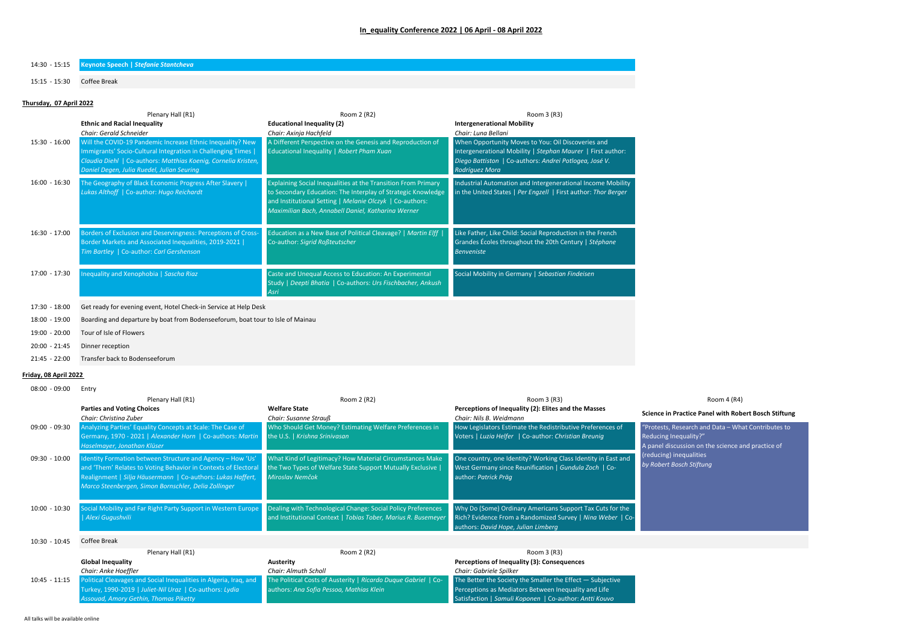## In_equality Conference 2022 | 06 April - 08 April 2022

| | |
|---|---|
| 14:30 - 15:15 | **Keynote Speech \| *Stefanie Stantcheva*** |
| 15:15 - 15:30 | Coffee Break |

### Thursday, 07 April 2022

| | Plenary Hall (R1) | Room 2 (R2) | Room 3 (R3) |
|---|---|---|---|
| | **Ethnic and Racial Inequality**<br>*Chair: Gerald Schneider* | **Educational Inequality (2)**<br>*Chair: Axinja Hachfeld* | **Intergenerational Mobility**<br>*Chair: Luna Bellani* |
| 15:30 - 16:00 | Will the COVID-19 Pandemic Increase Ethnic Inequality? New Immigrants' Socio-Cultural Integration in Challenging Times \| *Claudia Diehl* \| Co-authors: *Matthias Koenig, Cornelia Kristen, Daniel Degen, Julia Ruedel, Julian Seuring* | A Different Perspective on the Genesis and Reproduction of Educational Inequality \| *Robert Pham Xuan* | When Opportunity Moves to You: Oil Discoveries and Intergenerational Mobility \| *Stephan Maurer* \| First author: *Diego Battiston* \| Co-authors: *Andrei Potlogea, José V. Rodríguez Mora* |
| 16:00 - 16:30 | The Geography of Black Economic Progress After Slavery \| *Lukas Althoff* \| Co-author: *Hugo Reichardt* | Explaining Social Inequalities at the Transition From Primary to Secondary Education: The Interplay of Strategic Knowledge and Institutional Setting \| *Melanie Olczyk* \| Co-authors: *Maximilian Bach, Annabell Daniel, Katharina Werner* | Industrial Automation and Intergenerational Income Mobility in the United States \| *Per Engzell* \| First author: *Thor Berger* |
| 16:30 - 17:00 | Borders of Exclusion and Deservingness: Perceptions of Cross-Border Markets and Associated Inequalities, 2019-2021 \| *Tim Bartley* \| Co-author: *Carl Gershenson* | Education as a New Base of Political Cleavage? \| *Martin Elff* \| Co-author: *Sigrid Roßteutscher* | Like Father, Like Child: Social Reproduction in the French Grandes Écoles throughout the 20th Century \| *Stéphane Benveniste* |
| 17:00 - 17:30 | Inequality and Xenophobia \| *Sascha Riaz* | Caste and Unequal Access to Education: An Experimental Study \| *Deepti Bhatia* \| Co-authors: *Urs Fischbacher, Ankush Asri* | Social Mobility in Germany \| *Sebastian Findeisen* |

| | |
|---|---|
| 17:30 - 18:00 | Get ready for evening event, Hotel Check-in Service at Help Desk |
| 18:00 - 19:00 | Boarding and departure by boat from Bodenseeforum, boat tour to Isle of Mainau |
| 19:00 - 20:00 | Tour of Isle of Flowers |
| 20:00 - 21:45 | Dinner reception |
| 21:45 - 22:00 | Transfer back to Bodenseeforum |

### Friday, 08 April 2022

| | |
|---|---|
| 08:00 - 09:00 | Entry |

| | Plenary Hall (R1) | Room 2 (R2) | Room 3 (R3) | Room 4 (R4) |
|---|---|---|---|---|
| | **Parties and Voting Choices**<br>*Chair: Christina Zuber* | **Welfare State**<br>*Chair: Susanne Strauß* | **Perceptions of Inequality (2): Elites and the Masses**<br>*Chair: Nils B. Weidmann* | **Science in Practice Panel with Robert Bosch Stiftung** |
| 09:00 - 09:30 | Analyzing Parties' Equality Concepts at Scale: The Case of Germany, 1970 - 2021 \| *Alexander Horn* \| Co-authors: *Martin Haselmayer, Jonathan Klüser* | Who Should Get Money? Estimating Welfare Preferences in the U.S. \| *Krishna Srinivasan* | How Legislators Estimate the Redistributive Preferences of Voters \| *Luzia Helfer* \| Co-author: *Christian Breunig* | "Protests, Research and Data – What Contributes to Reducing Inequality?"<br>A panel discussion on the science and practice of (reducing) inequalities<br>*by Robert Bosch Stiftung* |
| 09:30 - 10:00 | Identity Formation between Structure and Agency – How 'Us' and 'Them' Relates to Voting Behavior in Contexts of Electoral Realignment \| *Silja Häusermann* \| Co-authors: *Lukas Haffert, Marco Steenbergen, Simon Bornschier, Delia Zollinger* | What Kind of Legitimacy? How Material Circumstances Make the Two Types of Welfare State Support Mutually Exclusive \| *Miroslav Nemčok* | One country, one Identity? Working Class Identity in East and West Germany since Reunification \| *Gundula Zoch* \| Co-author: *Patrick Präg* | |
| 10:00 - 10:30 | Social Mobility and Far Right Party Support in Western Europe \| *Alexi Gugushvili* | Dealing with Technological Change: Social Policy Preferences and Institutional Context \| *Tobias Tober, Marius R. Busemeyer* | Why Do (Some) Ordinary Americans Support Tax Cuts for the Rich? Evidence From a Randomized Survey \| *Nina Weber* \| Co-authors: *David Hope, Julian Limberg* | |

| | |
|---|---|
| 10:30 - 10:45 | Coffee Break |

| | Plenary Hall (R1) | Room 2 (R2) | Room 3 (R3) |
|---|---|---|---|
| | **Global Inequality**<br>*Chair: Anke Hoeffler* | **Austerity**<br>*Chair: Almuth Scholl* | **Perceptions of Inequality (3): Consequences**<br>*Chair: Gabriele Spilker* |
| 10:45 - 11:15 | Political Cleavages and Social Inequalities in Algeria, Iraq, and Turkey, 1990-2019 \| *Juliet-Nil Uraz* \| Co-authors: *Lydia Assouad, Amory Gethin, Thomas Piketty* | The Political Costs of Austerity \| *Ricardo Duque Gabriel* \| Co-authors: *Ana Sofia Pessoa, Mathias Klein* | The Better the Society the Smaller the Effect — Subjective Perceptions as Mediators Between Inequality and Life Satisfaction \| *Samuli Koponen* \| Co-author: *Antti Kouvo* |

All talks will be available online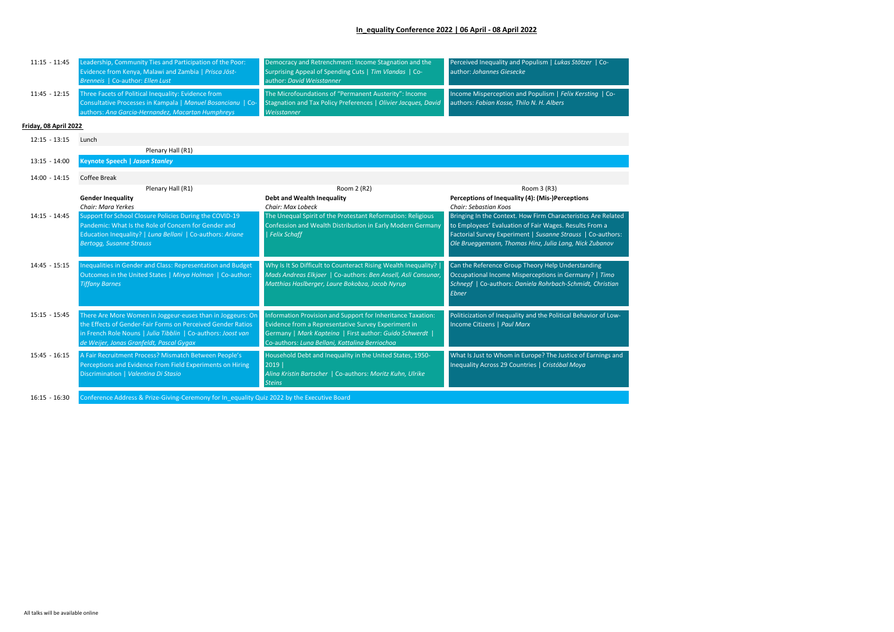## In_equality Conference 2022 | 06 April - 08 April 2022

| | | | |
|---|---|---|---|
| 11:15 - 11:45 | Leadership, Community Ties and Participation of the Poor: Evidence from Kenya, Malawi and Zambia \| *Prisca Jöst-Brenneis* \| Co-author: *Ellen Lust* | Democracy and Retrenchment: Income Stagnation and the Surprising Appeal of Spending Cuts \| *Tim Vlandas* \| Co-author: *David Weisstanner* | Perceived Inequality and Populism \| *Lukas Stötzer* \| Co-author: *Johannes Giesecke* |
| 11:45 - 12:15 | Three Facets of Political Inequality: Evidence from Consultative Processes in Kampala \| *Manuel Bosancianu* \| Co-authors: *Ana Garcia-Hernandez, Macartan Humphreys* | The Microfoundations of "Permanent Austerity": Income Stagnation and Tax Policy Preferences \| *Olivier Jacques, David Weisstanner* | Income Misperception and Populism \| *Felix Kersting* \| Co-authors: *Fabian Kosse, Thilo N. H. Albers* |

**Friday, 08 April 2022**

| | | | |
|---|---|---|---|
| 12:15 - 13:15 | Lunch | | |
| | Plenary Hall (R1) | | |
| 13:15 - 14:00 | **Keynote Speech \| *Jason Stanley*** | | |
| 14:00 - 14:15 | Coffee Break | | |
| | Plenary Hall (R1) | Room 2 (R2) | Room 3 (R3) |
| | **Gender Inequality**<br>*Chair: Mara Yerkes* | **Debt and Wealth Inequality**<br>*Chair: Max Lobeck* | **Perceptions of Inequality (4): (Mis-)Perceptions**<br>*Chair: Sebastian Koos* |
| 14:15 - 14:45 | Support for School Closure Policies During the COVID-19 Pandemic: What Is the Role of Concern for Gender and Education Inequality? \| *Luna Bellani* \| Co-authors: *Ariane Bertogg, Susanne Strauss* | The Unequal Spirit of the Protestant Reformation: Religious Confession and Wealth Distribution in Early Modern Germany \| *Felix Schaff* | Bringing In the Context. How Firm Characteristics Are Related to Employees' Evaluation of Fair Wages. Results From a Factorial Survey Experiment \| *Susanne Strauss* \| Co-authors: *Ole Brueggemann, Thomas Hinz, Julia Lang, Nick Zubanov* |
| 14:45 - 15:15 | Inequalities in Gender and Class: Representation and Budget Outcomes in the United States \| *Mirya Holman* \| Co-author: *Tiffany Barnes* | Why Is It So Difficult to Counteract Rising Wealth Inequality? \| *Mads Andreas Elkjaer* \| Co-authors: *Ben Ansell, Asli Cansunar, Matthias Haslberger, Laure Bokobza, Jacob Nyrup* | Can the Reference Group Theory Help Understanding Occupational Income Misperceptions in Germany? \| *Timo Schnepf* \| Co-authors: *Daniela Rohrbach-Schmidt, Christian Ebner* |
| 15:15 - 15:45 | There Are More Women in Joggeur·euses than in Joggeurs: On the Effects of Gender-Fair Forms on Perceived Gender Ratios in French Role Nouns \| *Julia Tibblin* \| Co-authors: *Joost van de Weijer, Jonas Granfeldt, Pascal Gygax* | Information Provision and Support for Inheritance Taxation: Evidence from a Representative Survey Experiment in Germany \| *Mark Kapteina* \| First author: *Guido Schwerdt* \| Co-authors: *Luna Bellani, Kattalina Berriochoa* | Politicization of Inequality and the Political Behavior of Low-Income Citizens \| *Paul Marx* |
| 15:45 - 16:15 | A Fair Recruitment Process? Mismatch Between People's Perceptions and Evidence From Field Experiments on Hiring Discrimination \| *Valentina Di Stasio* | Household Debt and Inequality in the United States, 1950-2019 \| *Alina Kristin Bartscher* \| Co-authors: *Moritz Kuhn, Ulrike Steins* | What Is Just to Whom in Europe? The Justice of Earnings and Inequality Across 29 Countries \| *Cristóbal Moya* |
| 16:15 - 16:30 | Conference Address & Prize-Giving-Ceremony for In_equality Quiz 2022 by the Executive Board | | |

All talks will be available online